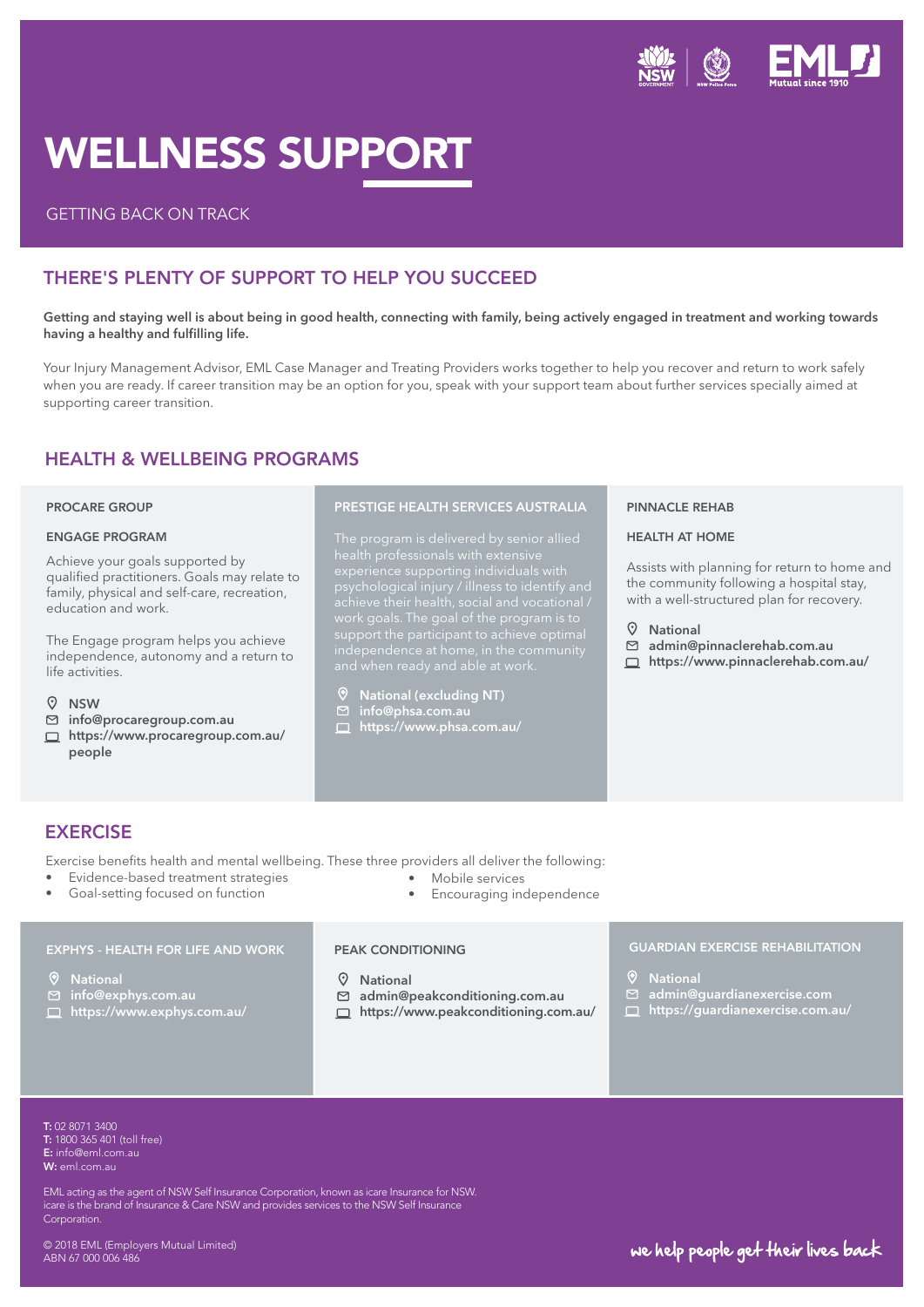# WELLNESS SUPPORT

GETTING BACK ON TRACK

## THERE'S PLENTY OF SUPPORT TO HELP YOU SUCCEED

**Getting and staying well is about being in good health, connecting with family, being actively engaged in treatment and working towards having a healthy and fulfilling life.**

Your Injury Management Advisor, EML Case Manager and Treating Providers works together to help you recover and return to work safely when you are ready. If career transition may be an option for you, speak with your support team about further services specially aimed at supporting career transition.

## HEALTH & WELLBEING PROGRAMS

### PROCARE GROUP

#### ENGAGE PROGRAM

Achieve your goals supported by qualified practitioners. Goals may relate to family, physical and self-care, recreation, education and work.

The Engage program helps you achieve independence, autonomy and a return to life activities.

- **NSW**
- **info@procaregroup.com.au**
- **https://www.procaregroup.com.au/people**

### PRESTIGE HEALTH SERVICES AUSTRALIA

The program is delivered by senior allied health professionals with extensive experience supporting individuals with psychological injury / illness to identify and achieve their health, social and vocational / work goals. The goal of the program is to support the participant to achieve optimal independence at home, in the community and when ready and able at work.

- **National (excluding NT)**
- **info@phsa.com.au**
- **https://www.phsa.com.au/**

### PINNACLE REHAB

#### HEALTH AT HOME

Assists with planning for return to home and the community following a hospital stay, with a well-structured plan for recovery.

- **National**
- **admin@pinnaclerehab.com.au**
- **https://www.pinnaclerehab.com.au/**

## EXERCISE

Exercise benefits health and mental wellbeing. These three providers all deliver the following:

- Evidence-based treatment strategies
- Goal-setting focused on function
- Mobile services
- Encouraging independence

### EXPHYS - HEALTH FOR LIFE AND WORK

- **National**
- **info@exphys.com.au**
- **https://www.exphys.com.au/**

### PEAK CONDITIONING

- **National**
- **admin@peakconditioning.com.au**
- **https://www.peakconditioning.com.au/**

### GUARDIAN EXERCISE REHABILITATION

- **National**
- **admin@guardianexercise.com**
- **https://guardianexercise.com.au/**

**T:** 02 8071 3400
**T:** 1800 365 401 (toll free)
**E:** info@eml.com.au
**W:** eml.com.au

EML acting as the agent of NSW Self Insurance Corporation, known as icare Insurance for NSW. icare is the brand of Insurance & Care NSW and provides services to the NSW Self Insurance Corporation.

© 2018 EML (Employers Mutual Limited)
ABN 67 000 006 486

we help people get their lives back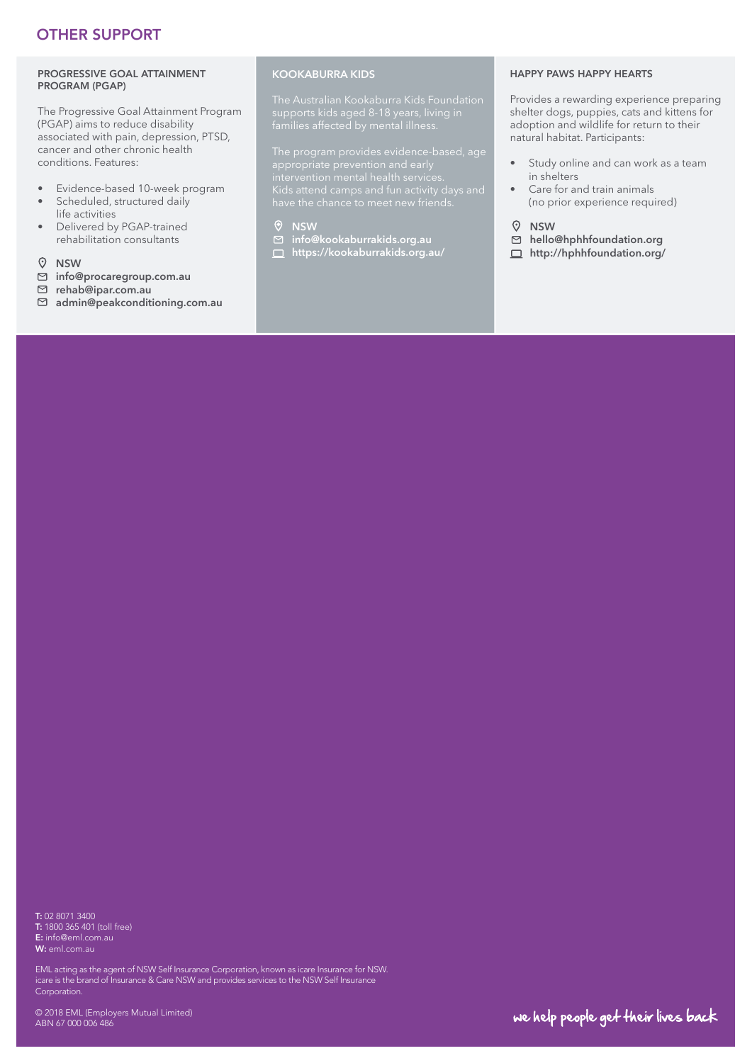## OTHER SUPPORT

### PROGRESSIVE GOAL ATTAINMENT PROGRAM (PGAP)

The Progressive Goal Attainment Program (PGAP) aims to reduce disability associated with pain, depression, PTSD, cancer and other chronic health conditions. Features:

- Evidence-based 10-week program
- Scheduled, structured daily life activities
- Delivered by PGAP-trained rehabilitation consultants

**NSW**
**info@procaregroup.com.au**
**rehab@ipar.com.au**
**admin@peakconditioning.com.au**

### KOOKABURRA KIDS

The Australian Kookaburra Kids Foundation supports kids aged 8-18 years, living in families affected by mental illness.

The program provides evidence-based, age appropriate prevention and early intervention mental health services. Kids attend camps and fun activity days and have the chance to meet new friends.

**NSW**
**info@kookaburrakids.org.au**
**https://kookaburrakids.org.au/**

### HAPPY PAWS HAPPY HEARTS

Provides a rewarding experience preparing shelter dogs, puppies, cats and kittens for adoption and wildlife for return to their natural habitat. Participants:

- Study online and can work as a team in shelters
- Care for and train animals (no prior experience required)

**NSW**
**hello@hphhfoundation.org**
**http://hphhfoundation.org/**

**T:** 02 8071 3400
**T:** 1800 365 401 (toll free)
**E:** info@eml.com.au
**W:** eml.com.au

EML acting as the agent of NSW Self Insurance Corporation, known as icare Insurance for NSW. icare is the brand of Insurance & Care NSW and provides services to the NSW Self Insurance Corporation.

© 2018 EML (Employers Mutual Limited)
ABN 67 000 006 486

we help people get their lives back